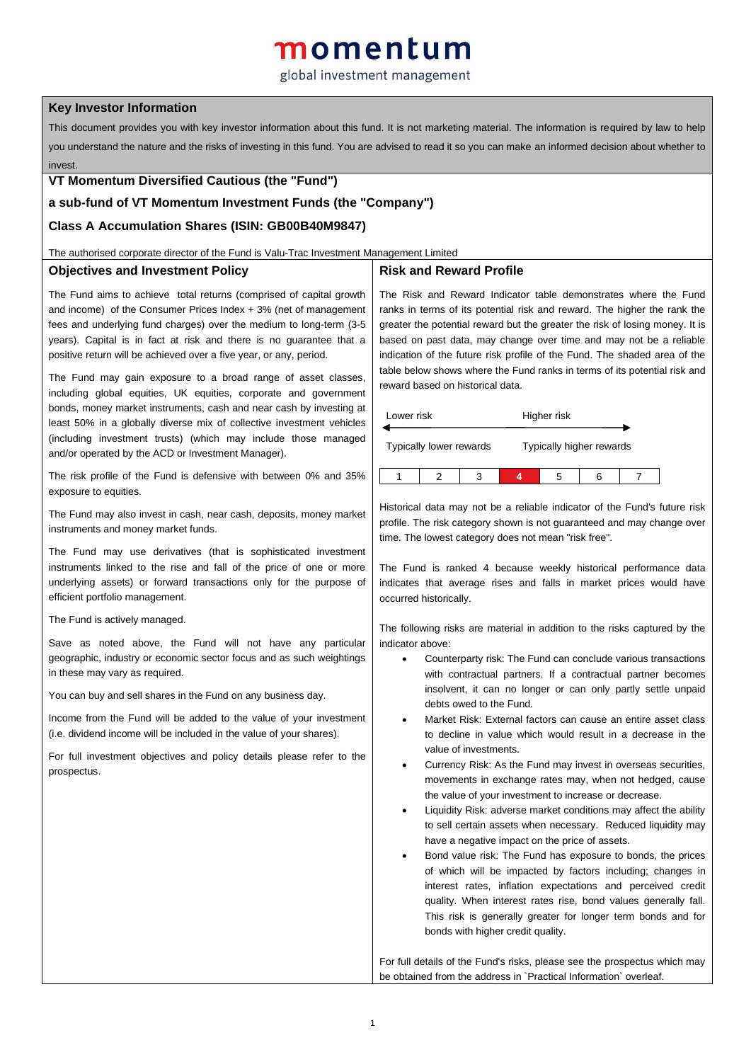# momentum

global investment management

## Key Investor Information

This document provides you with key investor information about this fund. It is not marketing material. The information is required by law to help you understand the nature and the risks of investing in this fund. You are advised to read it so you can make an informed decision about whether to invest.

**VT Momentum Diversified Cautious (the "Fund")**

**a sub-fund of VT Momentum Investment Funds (the "Company")**

**Class A Accumulation Shares (ISIN: GB00B40M9847)**

The authorised corporate director of the Fund is Valu-Trac Investment Management Limited

## Objectives and Investment Policy

The Fund aims to achieve total returns (comprised of capital growth and income) of the Consumer Prices Index + 3% (net of management fees and underlying fund charges) over the medium to long-term (3-5 years). Capital is in fact at risk and there is no guarantee that a positive return will be achieved over a five year, or any, period.

The Fund may gain exposure to a broad range of asset classes, including global equities, UK equities, corporate and government bonds, money market instruments, cash and near cash by investing at least 50% in a globally diverse mix of collective investment vehicles (including investment trusts) (which may include those managed and/or operated by the ACD or Investment Manager).

The risk profile of the Fund is defensive with between 0% and 35% exposure to equities.

The Fund may also invest in cash, near cash, deposits, money market instruments and money market funds.

The Fund may use derivatives (that is sophisticated investment instruments linked to the rise and fall of the price of one or more underlying assets) or forward transactions only for the purpose of efficient portfolio management.

The Fund is actively managed.

Save as noted above, the Fund will not have any particular geographic, industry or economic sector focus and as such weightings in these may vary as required.

You can buy and sell shares in the Fund on any business day.

Income from the Fund will be added to the value of your investment (i.e. dividend income will be included in the value of your shares).

For full investment objectives and policy details please refer to the prospectus.

## Risk and Reward Profile

The Risk and Reward Indicator table demonstrates where the Fund ranks in terms of its potential risk and reward. The higher the rank the greater the potential reward but the greater the risk of losing money. It is based on past data, may change over time and may not be a reliable indication of the future risk profile of the Fund. The shaded area of the table below shows where the Fund ranks in terms of its potential risk and reward based on historical data.

| Lower risk | | | | Higher risk | | |
|---|---|---|---|---|---|---|
| Typically lower rewards | | | | Typically higher rewards | | |
| 1 | 2 | 3 | **4** | 5 | 6 | 7 |

Historical data may not be a reliable indicator of the Fund's future risk profile. The risk category shown is not guaranteed and may change over time. The lowest category does not mean "risk free".

The Fund is ranked 4 because weekly historical performance data indicates that average rises and falls in market prices would have occurred historically.

The following risks are material in addition to the risks captured by the indicator above:

- Counterparty risk: The Fund can conclude various transactions with contractual partners. If a contractual partner becomes insolvent, it can no longer or can only partly settle unpaid debts owed to the Fund.
- Market Risk: External factors can cause an entire asset class to decline in value which would result in a decrease in the value of investments.
- Currency Risk: As the Fund may invest in overseas securities, movements in exchange rates may, when not hedged, cause the value of your investment to increase or decrease.
- Liquidity Risk: adverse market conditions may affect the ability to sell certain assets when necessary. Reduced liquidity may have a negative impact on the price of assets.
- Bond value risk: The Fund has exposure to bonds, the prices of which will be impacted by factors including; changes in interest rates, inflation expectations and perceived credit quality. When interest rates rise, bond values generally fall. This risk is generally greater for longer term bonds and for bonds with higher credit quality.

For full details of the Fund's risks, please see the prospectus which may be obtained from the address in `Practical Information` overleaf.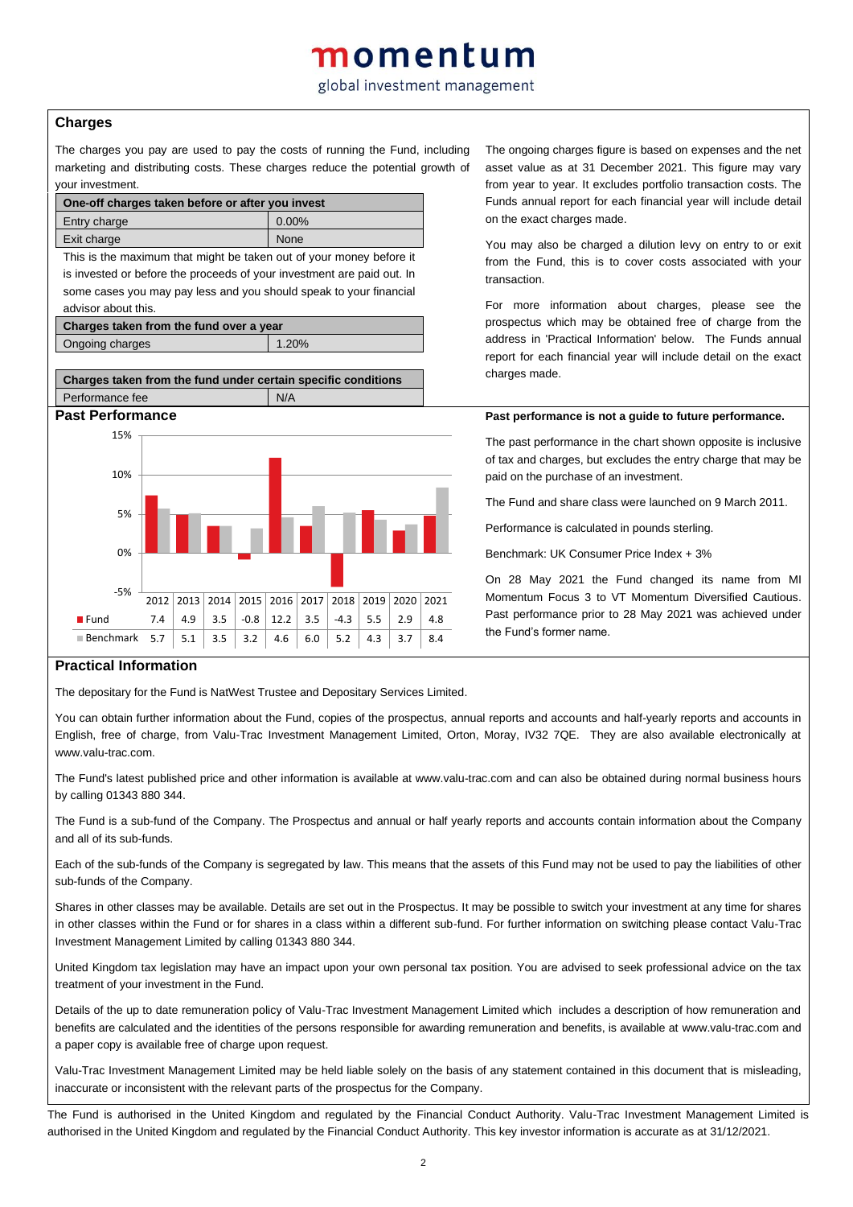## Charges

The charges you pay are used to pay the costs of running the Fund, including marketing and distributing costs. These charges reduce the potential growth of your investment.

| One-off charges taken before or after you invest | |
|---|---|
| Entry charge | 0.00% |
| Exit charge | None |

This is the maximum that might be taken out of your money before it is invested or before the proceeds of your investment are paid out. In some cases you may pay less and you should speak to your financial advisor about this.

| Charges taken from the fund over a year | |
|---|---|
| Ongoing charges | 1.20% |

| Charges taken from the fund under certain specific conditions | |
|---|---|
| Performance fee | N/A |

The ongoing charges figure is based on expenses and the net asset value as at 31 December 2021. This figure may vary from year to year. It excludes portfolio transaction costs. The Funds annual report for each financial year will include detail on the exact charges made.

You may also be charged a dilution levy on entry to or exit from the Fund, this is to cover costs associated with your transaction.

For more information about charges, please see the prospectus which may be obtained free of charge from the address in 'Practical Information' below. The Funds annual report for each financial year will include detail on the exact charges made.

## Past Performance

15%
10%
5%
0%
-5%

2012 2013 2014 2015 2016 2017 2018 2019 2020 2021
Fund 7.4 4.9 3.5 -0.8 12.2 3.5 -4.3 5.5 2.9 4.8
Benchmark 5.7 5.1 3.5 3.2 4.6 6.0 5.2 4.3 3.7 8.4

**Past performance is not a guide to future performance.**

The past performance in the chart shown opposite is inclusive of tax and charges, but excludes the entry charge that may be paid on the purchase of an investment.

The Fund and share class were launched on 9 March 2011.

Performance is calculated in pounds sterling.

Benchmark: UK Consumer Price Index + 3%

On 28 May 2021 the Fund changed its name from MI Momentum Focus 3 to VT Momentum Diversified Cautious. Past performance prior to 28 May 2021 was achieved under the Fund's former name.

## Practical Information

The depositary for the Fund is NatWest Trustee and Depositary Services Limited.

You can obtain further information about the Fund, copies of the prospectus, annual reports and accounts and half-yearly reports and accounts in English, free of charge, from Valu-Trac Investment Management Limited, Orton, Moray, IV32 7QE. They are also available electronically at www.valu-trac.com.

The Fund's latest published price and other information is available at www.valu-trac.com and can also be obtained during normal business hours by calling 01343 880 344.

The Fund is a sub-fund of the Company. The Prospectus and annual or half yearly reports and accounts contain information about the Company and all of its sub-funds.

Each of the sub-funds of the Company is segregated by law. This means that the assets of this Fund may not be used to pay the liabilities of other sub-funds of the Company.

Shares in other classes may be available. Details are set out in the Prospectus. It may be possible to switch your investment at any time for shares in other classes within the Fund or for shares in a class within a different sub-fund. For further information on switching please contact Valu-Trac Investment Management Limited by calling 01343 880 344.

United Kingdom tax legislation may have an impact upon your own personal tax position. You are advised to seek professional advice on the tax treatment of your investment in the Fund.

Details of the up to date remuneration policy of Valu-Trac Investment Management Limited which includes a description of how remuneration and benefits are calculated and the identities of the persons responsible for awarding remuneration and benefits, is available at www.valu-trac.com and a paper copy is available free of charge upon request.

Valu-Trac Investment Management Limited may be held liable solely on the basis of any statement contained in this document that is misleading, inaccurate or inconsistent with the relevant parts of the prospectus for the Company.

The Fund is authorised in the United Kingdom and regulated by the Financial Conduct Authority. Valu-Trac Investment Management Limited is authorised in the United Kingdom and regulated by the Financial Conduct Authority. This key investor information is accurate as at 31/12/2021.